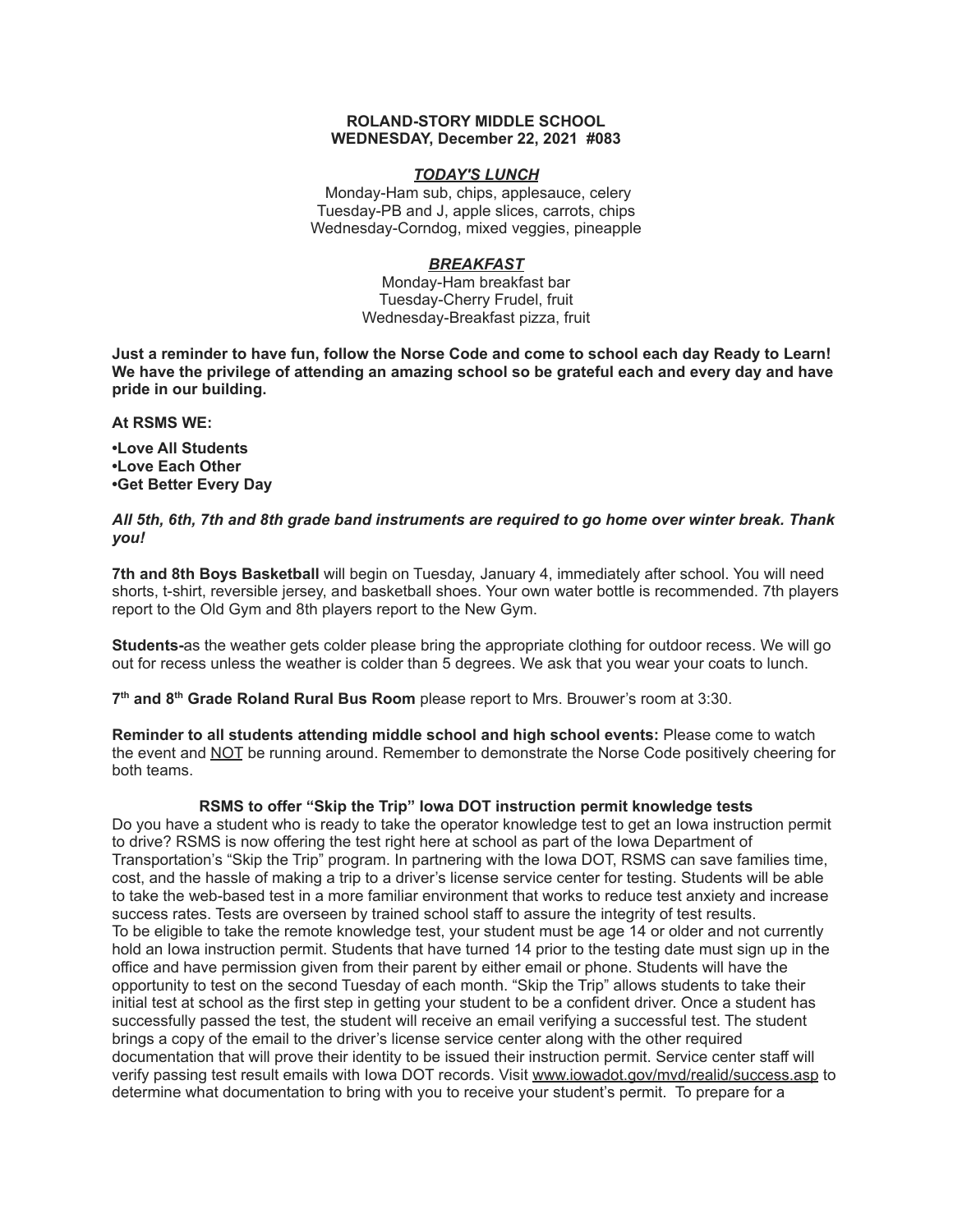**ROLAND-STORY MIDDLE SCHOOL**
**WEDNESDAY, December 22, 2021 #083**

***TODAY'S LUNCH***

Monday-Ham sub, chips, applesauce, celery
Tuesday-PB and J, apple slices, carrots, chips
Wednesday-Corndog, mixed veggies, pineapple

***BREAKFAST***

Monday-Ham breakfast bar
Tuesday-Cherry Frudel, fruit
Wednesday-Breakfast pizza, fruit

**Just a reminder to have fun, follow the Norse Code and come to school each day Ready to Learn! We have the privilege of attending an amazing school so be grateful each and every day and have pride in our building.**

**At RSMS WE:**

**•Love All Students**
**•Love Each Other**
**•Get Better Every Day**

***All 5th, 6th, 7th and 8th grade band instruments are required to go home over winter break. Thank you!***

**7th and 8th Boys Basketball** will begin on Tuesday, January 4, immediately after school. You will need shorts, t-shirt, reversible jersey, and basketball shoes. Your own water bottle is recommended. 7th players report to the Old Gym and 8th players report to the New Gym.

**Students-**as the weather gets colder please bring the appropriate clothing for outdoor recess. We will go out for recess unless the weather is colder than 5 degrees. We ask that you wear your coats to lunch.

**7th and 8th Grade Roland Rural Bus Room** please report to Mrs. Brouwer's room at 3:30.

**Reminder to all students attending middle school and high school events:** Please come to watch the event and NOT be running around. Remember to demonstrate the Norse Code positively cheering for both teams.

**RSMS to offer "Skip the Trip" Iowa DOT instruction permit knowledge tests**

Do you have a student who is ready to take the operator knowledge test to get an Iowa instruction permit to drive? RSMS is now offering the test right here at school as part of the Iowa Department of Transportation's "Skip the Trip" program. In partnering with the Iowa DOT, RSMS can save families time, cost, and the hassle of making a trip to a driver's license service center for testing. Students will be able to take the web-based test in a more familiar environment that works to reduce test anxiety and increase success rates. Tests are overseen by trained school staff to assure the integrity of test results.
To be eligible to take the remote knowledge test, your student must be age 14 or older and not currently hold an Iowa instruction permit. Students that have turned 14 prior to the testing date must sign up in the office and have permission given from their parent by either email or phone. Students will have the opportunity to test on the second Tuesday of each month. "Skip the Trip" allows students to take their initial test at school as the first step in getting your student to be a confident driver. Once a student has successfully passed the test, the student will receive an email verifying a successful test. The student brings a copy of the email to the driver's license service center along with the other required documentation that will prove their identity to be issued their instruction permit. Service center staff will verify passing test result emails with Iowa DOT records. Visit www.iowadot.gov/mvd/realid/success.asp to determine what documentation to bring with you to receive your student's permit. To prepare for a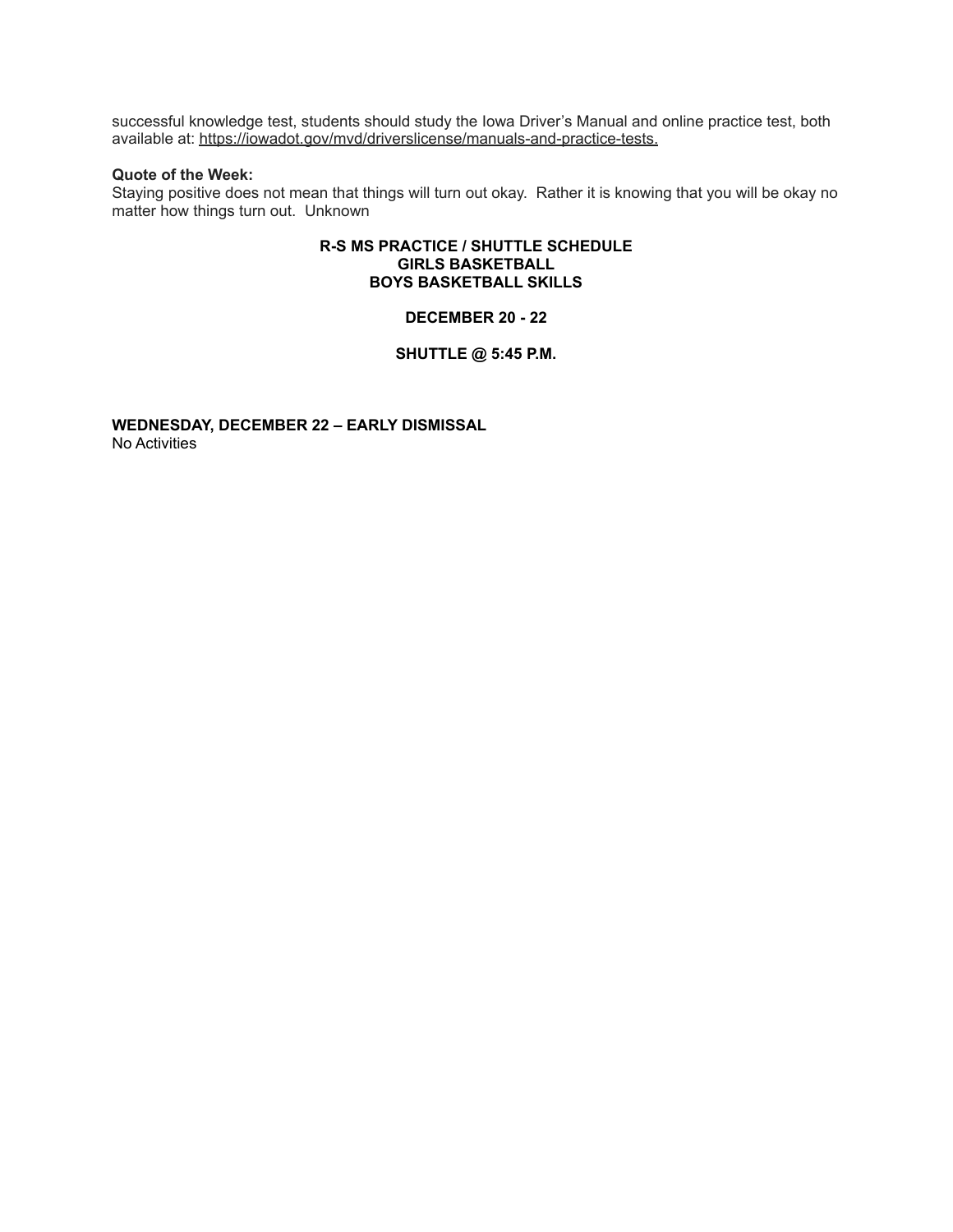successful knowledge test, students should study the Iowa Driver's Manual and online practice test, both available at: https://iowadot.gov/mvd/driverslicense/manuals-and-practice-tests.

**Quote of the Week:**
Staying positive does not mean that things will turn out okay. Rather it is knowing that you will be okay no matter how things turn out. Unknown

**R-S MS PRACTICE / SHUTTLE SCHEDULE**
**GIRLS BASKETBALL**
**BOYS BASKETBALL SKILLS**

**DECEMBER 20 - 22**

**SHUTTLE @ 5:45 P.M.**

**WEDNESDAY, DECEMBER 22 – EARLY DISMISSAL**
No Activities